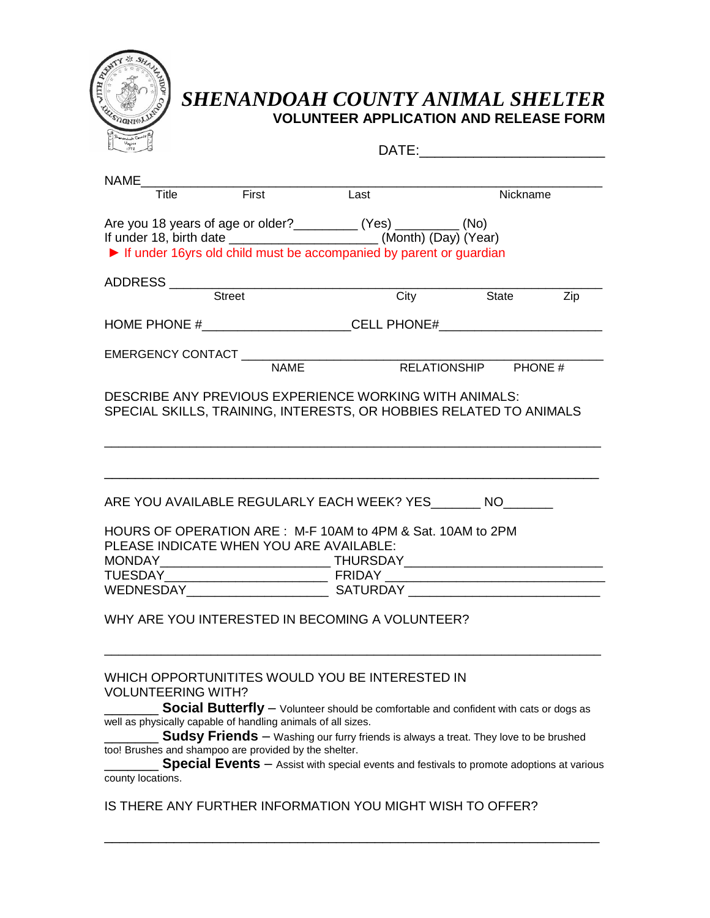# SHENANDOAH COUNTY ANIMAL SHELTER

## VOLUNTEER APPLICATION AND RELEASE FORM

DATE:________________________

NAME_______________________________________________________________
Title First Last Nickname

Are you 18 years of age or older?_________ (Yes) _________ (No)
If under 18, birth date ______________________ (Month) (Day) (Year)
► If under 16yrs old child must be accompanied by parent or guardian

ADDRESS ___________________________________________________________
Street City State Zip

HOME PHONE #____________________CELL PHONE#______________________

EMERGENCY CONTACT ____________________________________________
NAME RELATIONSHIP PHONE #

DESCRIBE ANY PREVIOUS EXPERIENCE WORKING WITH ANIMALS:
SPECIAL SKILLS, TRAINING, INTERESTS, OR HOBBIES RELATED TO ANIMALS

_________________________________________________________________

_________________________________________________________________

ARE YOU AVAILABLE REGULARLY EACH WEEK? YES_______ NO_______

HOURS OF OPERATION ARE : M-F 10AM to 4PM & Sat. 10AM to 2PM
PLEASE INDICATE WHEN YOU ARE AVAILABLE:
MONDAY______________________ THURSDAY__________________________
TUESDAY______________________ FRIDAY ____________________________
WEDNESDAY____________________ SATURDAY _________________________

WHY ARE YOU INTERESTED IN BECOMING A VOLUNTEER?

_________________________________________________________________

WHICH OPPORTUNITITES WOULD YOU BE INTERESTED IN VOLUNTEERING WITH?

________ **Social Butterfly** – Volunteer should be comfortable and confident with cats or dogs as well as physically capable of handling animals of all sizes.

________ **Sudsy Friends** – Washing our furry friends is always a treat. They love to be brushed too! Brushes and shampoo are provided by the shelter.

________ **Special Events** – Assist with special events and festivals to promote adoptions at various county locations.

IS THERE ANY FURTHER INFORMATION YOU MIGHT WISH TO OFFER?

_________________________________________________________________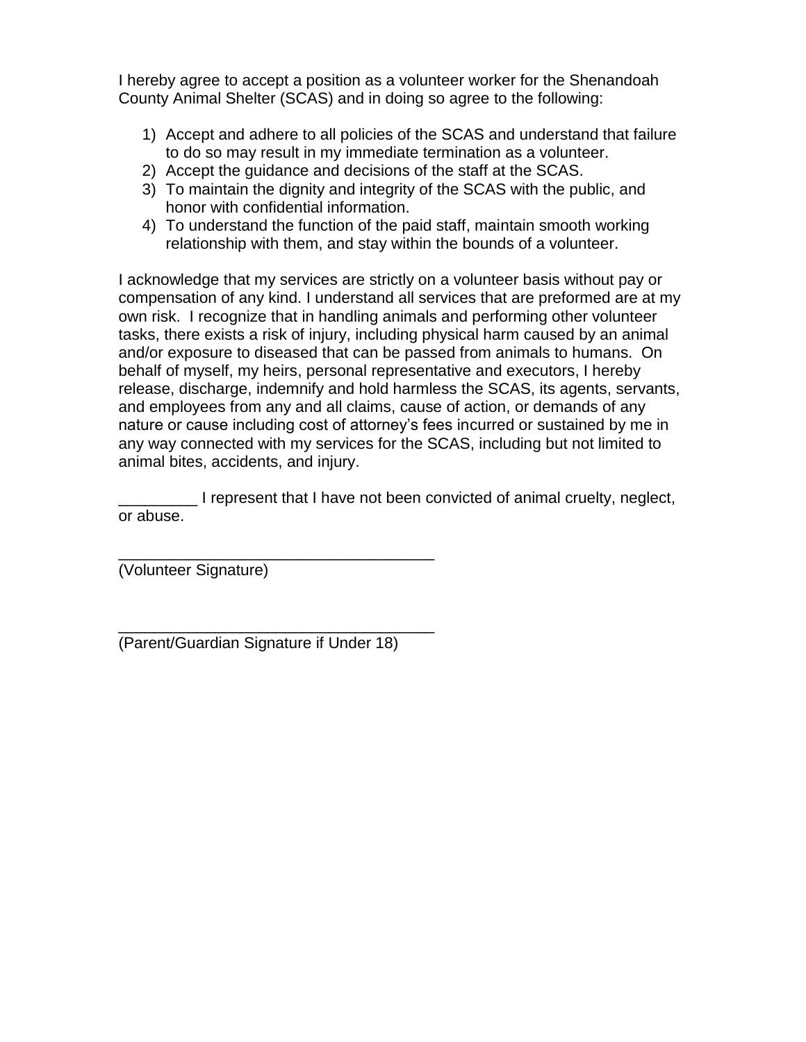I hereby agree to accept a position as a volunteer worker for the Shenandoah County Animal Shelter (SCAS) and in doing so agree to the following:

1) Accept and adhere to all policies of the SCAS and understand that failure to do so may result in my immediate termination as a volunteer.
2) Accept the guidance and decisions of the staff at the SCAS.
3) To maintain the dignity and integrity of the SCAS with the public, and honor with confidential information.
4) To understand the function of the paid staff, maintain smooth working relationship with them, and stay within the bounds of a volunteer.

I acknowledge that my services are strictly on a volunteer basis without pay or compensation of any kind. I understand all services that are preformed are at my own risk. I recognize that in handling animals and performing other volunteer tasks, there exists a risk of injury, including physical harm caused by an animal and/or exposure to diseased that can be passed from animals to humans. On behalf of myself, my heirs, personal representative and executors, I hereby release, discharge, indemnify and hold harmless the SCAS, its agents, servants, and employees from any and all claims, cause of action, or demands of any nature or cause including cost of attorney's fees incurred or sustained by me in any way connected with my services for the SCAS, including but not limited to animal bites, accidents, and injury.

_________ I represent that I have not been convicted of animal cruelty, neglect, or abuse.

_____________________________________
(Volunteer Signature)

_____________________________________
(Parent/Guardian Signature if Under 18)